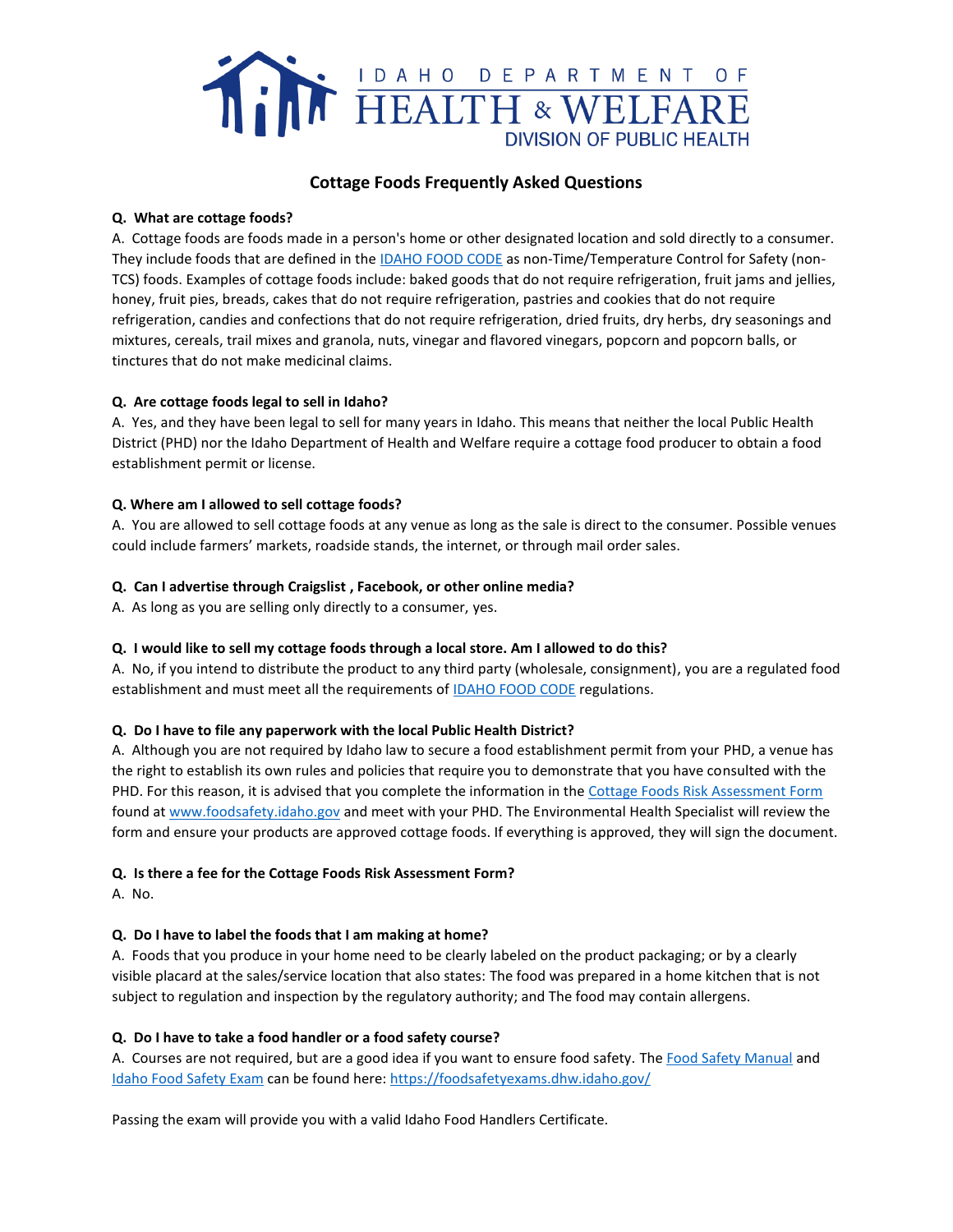IDAHO DEPARTMENT OF HEALTH & WELFARE
DIVISION OF PUBLIC HEALTH

# Cottage Foods Frequently Asked Questions

**Q. What are cottage foods?**

A. Cottage foods are foods made in a person's home or other designated location and sold directly to a consumer. They include foods that are defined in the IDAHO FOOD CODE as non-Time/Temperature Control for Safety (non-TCS) foods. Examples of cottage foods include: baked goods that do not require refrigeration, fruit jams and jellies, honey, fruit pies, breads, cakes that do not require refrigeration, pastries and cookies that do not require refrigeration, candies and confections that do not require refrigeration, dried fruits, dry herbs, dry seasonings and mixtures, cereals, trail mixes and granola, nuts, vinegar and flavored vinegars, popcorn and popcorn balls, or tinctures that do not make medicinal claims.

**Q. Are cottage foods legal to sell in Idaho?**

A. Yes, and they have been legal to sell for many years in Idaho. This means that neither the local Public Health District (PHD) nor the Idaho Department of Health and Welfare require a cottage food producer to obtain a food establishment permit or license.

**Q. Where am I allowed to sell cottage foods?**

A. You are allowed to sell cottage foods at any venue as long as the sale is direct to the consumer. Possible venues could include farmers' markets, roadside stands, the internet, or through mail order sales.

**Q. Can I advertise through Craigslist , Facebook, or other online media?**

A. As long as you are selling only directly to a consumer, yes.

**Q. I would like to sell my cottage foods through a local store. Am I allowed to do this?**

A. No, if you intend to distribute the product to any third party (wholesale, consignment), you are a regulated food establishment and must meet all the requirements of IDAHO FOOD CODE regulations.

**Q. Do I have to file any paperwork with the local Public Health District?**

A. Although you are not required by Idaho law to secure a food establishment permit from your PHD, a venue has the right to establish its own rules and policies that require you to demonstrate that you have consulted with the PHD. For this reason, it is advised that you complete the information in the Cottage Foods Risk Assessment Form found at www.foodsafety.idaho.gov and meet with your PHD. The Environmental Health Specialist will review the form and ensure your products are approved cottage foods. If everything is approved, they will sign the document.

**Q. Is there a fee for the Cottage Foods Risk Assessment Form?**

A. No.

**Q. Do I have to label the foods that I am making at home?**

A. Foods that you produce in your home need to be clearly labeled on the product packaging; or by a clearly visible placard at the sales/service location that also states: The food was prepared in a home kitchen that is not subject to regulation and inspection by the regulatory authority; and The food may contain allergens.

**Q. Do I have to take a food handler or a food safety course?**

A. Courses are not required, but are a good idea if you want to ensure food safety. The Food Safety Manual and Idaho Food Safety Exam can be found here: https://foodsafetyexams.dhw.idaho.gov/

Passing the exam will provide you with a valid Idaho Food Handlers Certificate.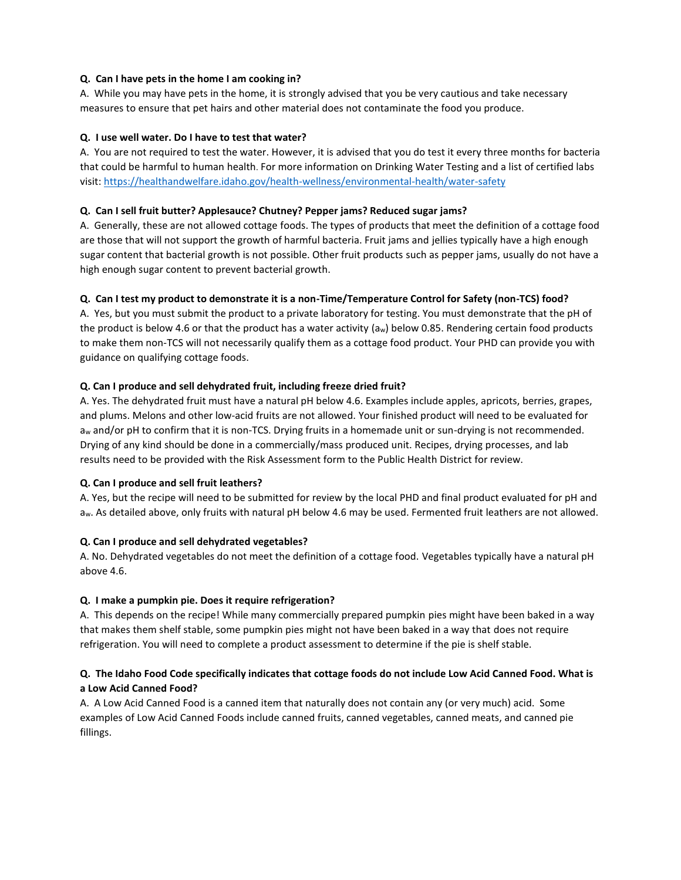**Q. Can I have pets in the home I am cooking in?**

A. While you may have pets in the home, it is strongly advised that you be very cautious and take necessary measures to ensure that pet hairs and other material does not contaminate the food you produce.

**Q. I use well water. Do I have to test that water?**

A. You are not required to test the water. However, it is advised that you do test it every three months for bacteria that could be harmful to human health. For more information on Drinking Water Testing and a list of certified labs visit: [https://healthandwelfare.idaho.gov/health-wellness/environmental-health/water-safety](https://healthandwelfare.idaho.gov/health-wellness/environmental-health/water-safety)

**Q. Can I sell fruit butter? Applesauce? Chutney? Pepper jams? Reduced sugar jams?**

A. Generally, these are not allowed cottage foods. The types of products that meet the definition of a cottage food are those that will not support the growth of harmful bacteria. Fruit jams and jellies typically have a high enough sugar content that bacterial growth is not possible. Other fruit products such as pepper jams, usually do not have a high enough sugar content to prevent bacterial growth.

**Q. Can I test my product to demonstrate it is a non-Time/Temperature Control for Safety (non-TCS) food?**

A. Yes, but you must submit the product to a private laboratory for testing. You must demonstrate that the pH of the product is below 4.6 or that the product has a water activity ($a_w$) below 0.85. Rendering certain food products to make them non-TCS will not necessarily qualify them as a cottage food product. Your PHD can provide you with guidance on qualifying cottage foods.

**Q. Can I produce and sell dehydrated fruit, including freeze dried fruit?**

A. Yes. The dehydrated fruit must have a natural pH below 4.6. Examples include apples, apricots, berries, grapes, and plums. Melons and other low-acid fruits are not allowed. Your finished product will need to be evaluated for $a_w$ and/or pH to confirm that it is non-TCS. Drying fruits in a homemade unit or sun-drying is not recommended. Drying of any kind should be done in a commercially/mass produced unit. Recipes, drying processes, and lab results need to be provided with the Risk Assessment form to the Public Health District for review.

**Q. Can I produce and sell fruit leathers?**

A. Yes, but the recipe will need to be submitted for review by the local PHD and final product evaluated for pH and $a_w$. As detailed above, only fruits with natural pH below 4.6 may be used. Fermented fruit leathers are not allowed.

**Q. Can I produce and sell dehydrated vegetables?**

A. No. Dehydrated vegetables do not meet the definition of a cottage food. Vegetables typically have a natural pH above 4.6.

**Q. I make a pumpkin pie. Does it require refrigeration?**

A. This depends on the recipe! While many commercially prepared pumpkin pies might have been baked in a way that makes them shelf stable, some pumpkin pies might not have been baked in a way that does not require refrigeration. You will need to complete a product assessment to determine if the pie is shelf stable.

**Q. The Idaho Food Code specifically indicates that cottage foods do not include Low Acid Canned Food. What is a Low Acid Canned Food?**

A. A Low Acid Canned Food is a canned item that naturally does not contain any (or very much) acid. Some examples of Low Acid Canned Foods include canned fruits, canned vegetables, canned meats, and canned pie fillings.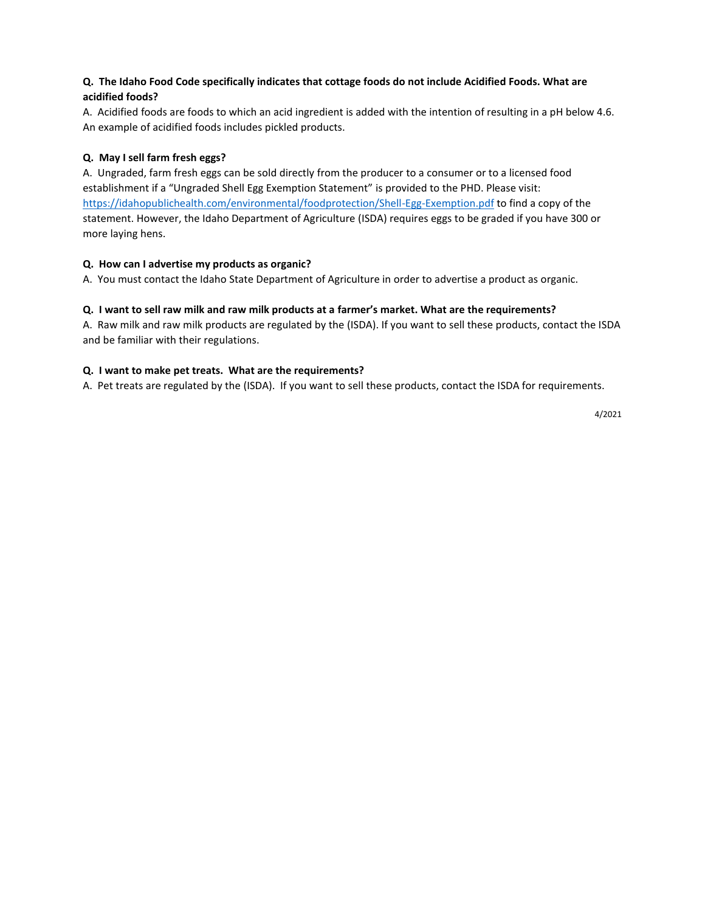**Q. The Idaho Food Code specifically indicates that cottage foods do not include Acidified Foods. What are acidified foods?**

A. Acidified foods are foods to which an acid ingredient is added with the intention of resulting in a pH below 4.6. An example of acidified foods includes pickled products.

**Q. May I sell farm fresh eggs?**

A. Ungraded, farm fresh eggs can be sold directly from the producer to a consumer or to a licensed food establishment if a "Ungraded Shell Egg Exemption Statement" is provided to the PHD. Please visit: https://idahopublichealth.com/environmental/foodprotection/Shell-Egg-Exemption.pdf to find a copy of the statement. However, the Idaho Department of Agriculture (ISDA) requires eggs to be graded if you have 300 or more laying hens.

**Q. How can I advertise my products as organic?**

A. You must contact the Idaho State Department of Agriculture in order to advertise a product as organic.

**Q. I want to sell raw milk and raw milk products at a farmer's market. What are the requirements?**

A. Raw milk and raw milk products are regulated by the (ISDA). If you want to sell these products, contact the ISDA and be familiar with their regulations.

**Q. I want to make pet treats. What are the requirements?**

A. Pet treats are regulated by the (ISDA). If you want to sell these products, contact the ISDA for requirements.

4/2021